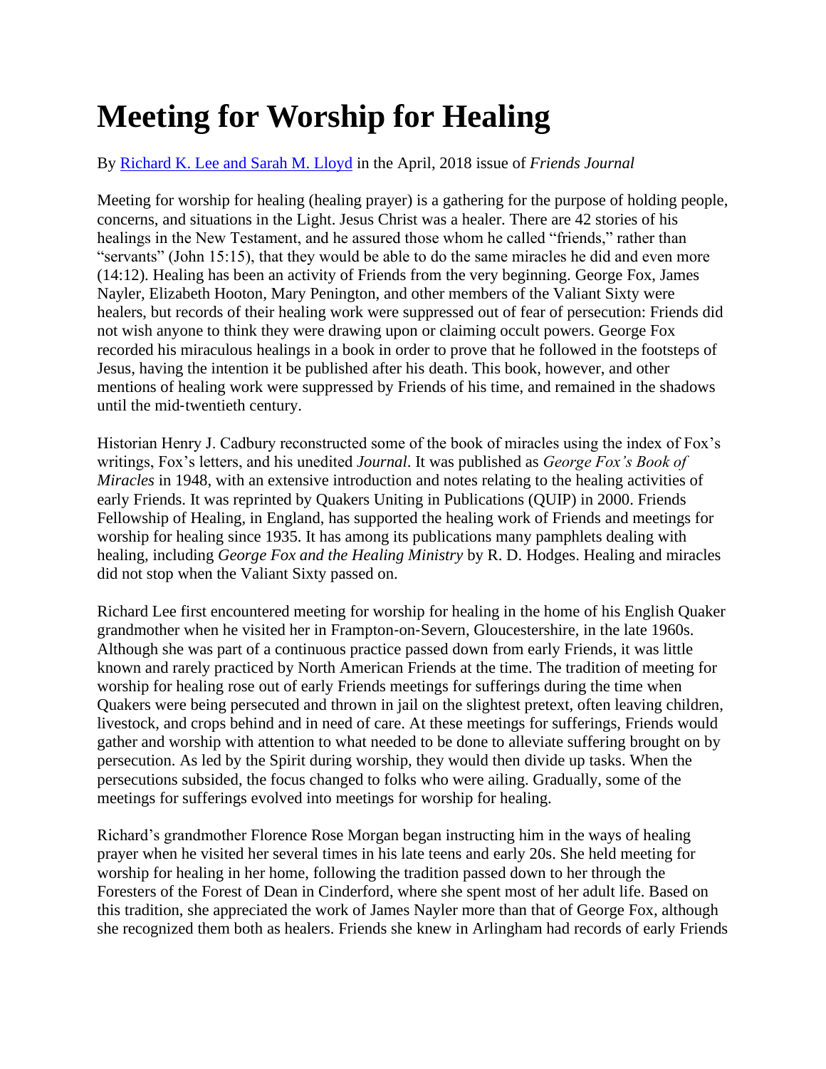# Meeting for Worship for Healing

By [Richard K. Lee and Sarah M. Lloyd] in the April, 2018 issue of *Friends Journal*

Meeting for worship for healing (healing prayer) is a gathering for the purpose of holding people, concerns, and situations in the Light. Jesus Christ was a healer. There are 42 stories of his healings in the New Testament, and he assured those whom he called "friends," rather than "servants" (John 15:15), that they would be able to do the same miracles he did and even more (14:12). Healing has been an activity of Friends from the very beginning. George Fox, James Nayler, Elizabeth Hooton, Mary Penington, and other members of the Valiant Sixty were healers, but records of their healing work were suppressed out of fear of persecution: Friends did not wish anyone to think they were drawing upon or claiming occult powers. George Fox recorded his miraculous healings in a book in order to prove that he followed in the footsteps of Jesus, having the intention it be published after his death. This book, however, and other mentions of healing work were suppressed by Friends of his time, and remained in the shadows until the mid-twentieth century.

Historian Henry J. Cadbury reconstructed some of the book of miracles using the index of Fox's writings, Fox's letters, and his unedited *Journal*. It was published as *George Fox's Book of Miracles* in 1948, with an extensive introduction and notes relating to the healing activities of early Friends. It was reprinted by Quakers Uniting in Publications (QUIP) in 2000. Friends Fellowship of Healing, in England, has supported the healing work of Friends and meetings for worship for healing since 1935. It has among its publications many pamphlets dealing with healing, including *George Fox and the Healing Ministry* by R. D. Hodges. Healing and miracles did not stop when the Valiant Sixty passed on.

Richard Lee first encountered meeting for worship for healing in the home of his English Quaker grandmother when he visited her in Frampton-on-Severn, Gloucestershire, in the late 1960s. Although she was part of a continuous practice passed down from early Friends, it was little known and rarely practiced by North American Friends at the time. The tradition of meeting for worship for healing rose out of early Friends meetings for sufferings during the time when Quakers were being persecuted and thrown in jail on the slightest pretext, often leaving children, livestock, and crops behind and in need of care. At these meetings for sufferings, Friends would gather and worship with attention to what needed to be done to alleviate suffering brought on by persecution. As led by the Spirit during worship, they would then divide up tasks. When the persecutions subsided, the focus changed to folks who were ailing. Gradually, some of the meetings for sufferings evolved into meetings for worship for healing.

Richard's grandmother Florence Rose Morgan began instructing him in the ways of healing prayer when he visited her several times in his late teens and early 20s. She held meeting for worship for healing in her home, following the tradition passed down to her through the Foresters of the Forest of Dean in Cinderford, where she spent most of her adult life. Based on this tradition, she appreciated the work of James Nayler more than that of George Fox, although she recognized them both as healers. Friends she knew in Arlingham had records of early Friends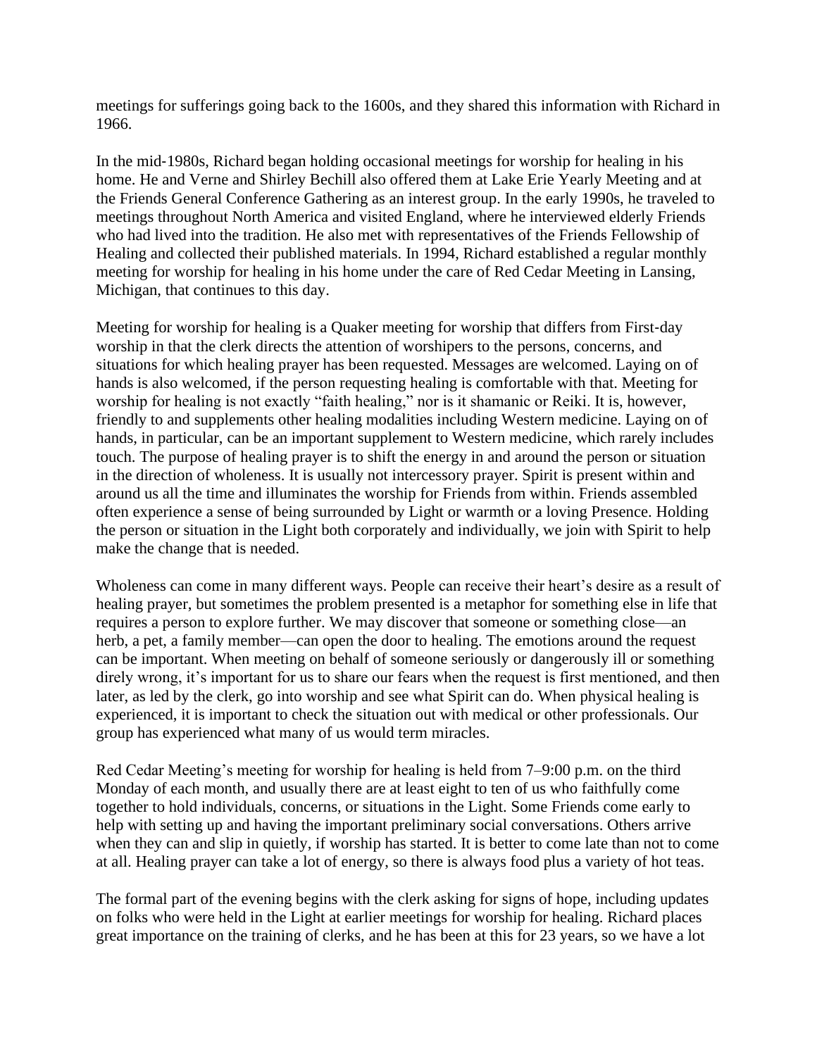meetings for sufferings going back to the 1600s, and they shared this information with Richard in 1966.

In the mid-1980s, Richard began holding occasional meetings for worship for healing in his home. He and Verne and Shirley Bechill also offered them at Lake Erie Yearly Meeting and at the Friends General Conference Gathering as an interest group. In the early 1990s, he traveled to meetings throughout North America and visited England, where he interviewed elderly Friends who had lived into the tradition. He also met with representatives of the Friends Fellowship of Healing and collected their published materials. In 1994, Richard established a regular monthly meeting for worship for healing in his home under the care of Red Cedar Meeting in Lansing, Michigan, that continues to this day.

Meeting for worship for healing is a Quaker meeting for worship that differs from First-day worship in that the clerk directs the attention of worshipers to the persons, concerns, and situations for which healing prayer has been requested. Messages are welcomed. Laying on of hands is also welcomed, if the person requesting healing is comfortable with that. Meeting for worship for healing is not exactly "faith healing," nor is it shamanic or Reiki. It is, however, friendly to and supplements other healing modalities including Western medicine. Laying on of hands, in particular, can be an important supplement to Western medicine, which rarely includes touch. The purpose of healing prayer is to shift the energy in and around the person or situation in the direction of wholeness. It is usually not intercessory prayer. Spirit is present within and around us all the time and illuminates the worship for Friends from within. Friends assembled often experience a sense of being surrounded by Light or warmth or a loving Presence. Holding the person or situation in the Light both corporately and individually, we join with Spirit to help make the change that is needed.

Wholeness can come in many different ways. People can receive their heart's desire as a result of healing prayer, but sometimes the problem presented is a metaphor for something else in life that requires a person to explore further. We may discover that someone or something close—an herb, a pet, a family member—can open the door to healing. The emotions around the request can be important. When meeting on behalf of someone seriously or dangerously ill or something direly wrong, it's important for us to share our fears when the request is first mentioned, and then later, as led by the clerk, go into worship and see what Spirit can do. When physical healing is experienced, it is important to check the situation out with medical or other professionals. Our group has experienced what many of us would term miracles.

Red Cedar Meeting's meeting for worship for healing is held from 7–9:00 p.m. on the third Monday of each month, and usually there are at least eight to ten of us who faithfully come together to hold individuals, concerns, or situations in the Light. Some Friends come early to help with setting up and having the important preliminary social conversations. Others arrive when they can and slip in quietly, if worship has started. It is better to come late than not to come at all. Healing prayer can take a lot of energy, so there is always food plus a variety of hot teas.

The formal part of the evening begins with the clerk asking for signs of hope, including updates on folks who were held in the Light at earlier meetings for worship for healing. Richard places great importance on the training of clerks, and he has been at this for 23 years, so we have a lot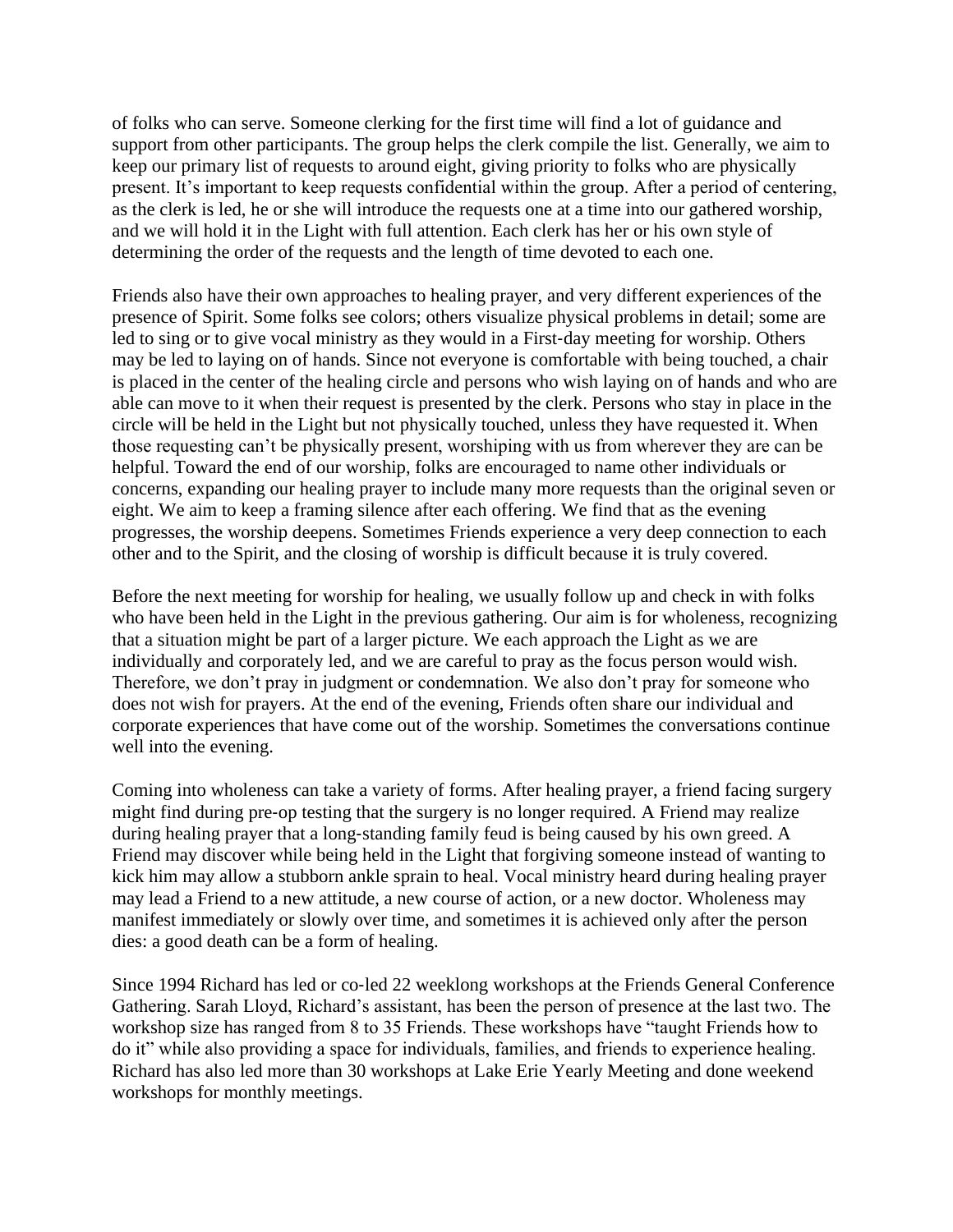of folks who can serve. Someone clerking for the first time will find a lot of guidance and support from other participants. The group helps the clerk compile the list. Generally, we aim to keep our primary list of requests to around eight, giving priority to folks who are physically present. It's important to keep requests confidential within the group. After a period of centering, as the clerk is led, he or she will introduce the requests one at a time into our gathered worship, and we will hold it in the Light with full attention. Each clerk has her or his own style of determining the order of the requests and the length of time devoted to each one.

Friends also have their own approaches to healing prayer, and very different experiences of the presence of Spirit. Some folks see colors; others visualize physical problems in detail; some are led to sing or to give vocal ministry as they would in a First-day meeting for worship. Others may be led to laying on of hands. Since not everyone is comfortable with being touched, a chair is placed in the center of the healing circle and persons who wish laying on of hands and who are able can move to it when their request is presented by the clerk. Persons who stay in place in the circle will be held in the Light but not physically touched, unless they have requested it. When those requesting can't be physically present, worshiping with us from wherever they are can be helpful. Toward the end of our worship, folks are encouraged to name other individuals or concerns, expanding our healing prayer to include many more requests than the original seven or eight. We aim to keep a framing silence after each offering. We find that as the evening progresses, the worship deepens. Sometimes Friends experience a very deep connection to each other and to the Spirit, and the closing of worship is difficult because it is truly covered.

Before the next meeting for worship for healing, we usually follow up and check in with folks who have been held in the Light in the previous gathering. Our aim is for wholeness, recognizing that a situation might be part of a larger picture. We each approach the Light as we are individually and corporately led, and we are careful to pray as the focus person would wish. Therefore, we don't pray in judgment or condemnation. We also don't pray for someone who does not wish for prayers. At the end of the evening, Friends often share our individual and corporate experiences that have come out of the worship. Sometimes the conversations continue well into the evening.

Coming into wholeness can take a variety of forms. After healing prayer, a friend facing surgery might find during pre-op testing that the surgery is no longer required. A Friend may realize during healing prayer that a long-standing family feud is being caused by his own greed. A Friend may discover while being held in the Light that forgiving someone instead of wanting to kick him may allow a stubborn ankle sprain to heal. Vocal ministry heard during healing prayer may lead a Friend to a new attitude, a new course of action, or a new doctor. Wholeness may manifest immediately or slowly over time, and sometimes it is achieved only after the person dies: a good death can be a form of healing.

Since 1994 Richard has led or co-led 22 weeklong workshops at the Friends General Conference Gathering. Sarah Lloyd, Richard's assistant, has been the person of presence at the last two. The workshop size has ranged from 8 to 35 Friends. These workshops have "taught Friends how to do it" while also providing a space for individuals, families, and friends to experience healing. Richard has also led more than 30 workshops at Lake Erie Yearly Meeting and done weekend workshops for monthly meetings.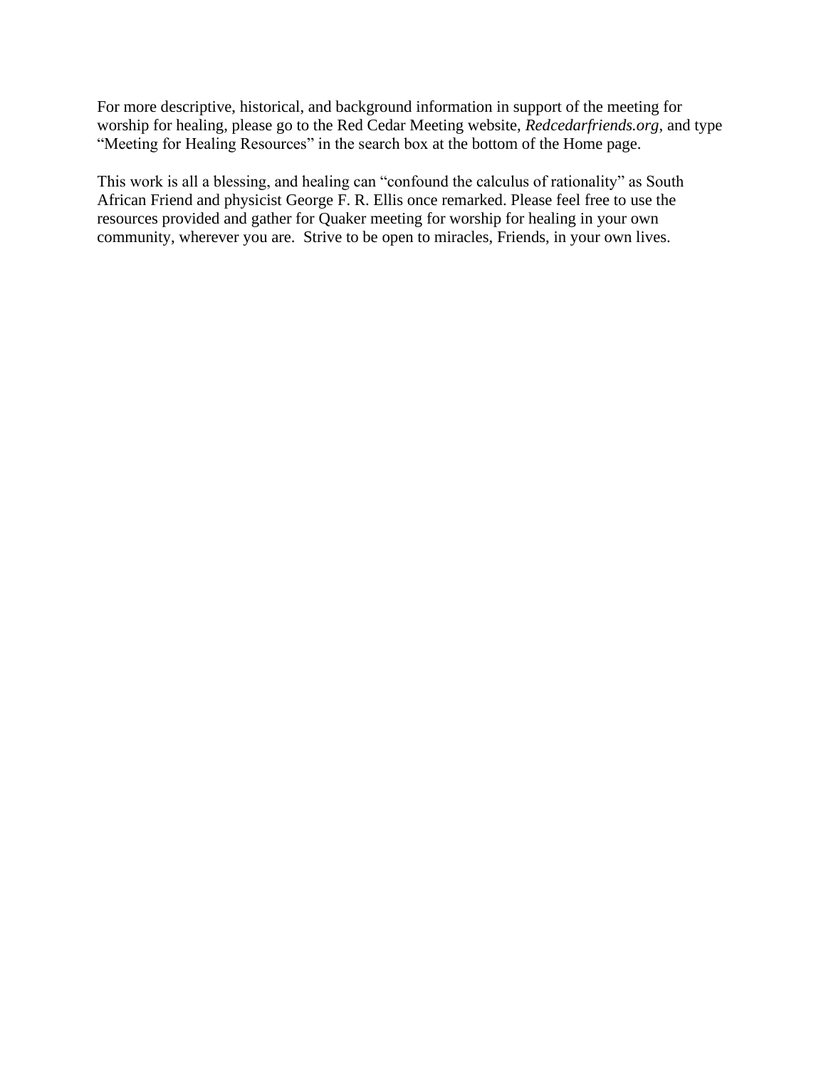For more descriptive, historical, and background information in support of the meeting for worship for healing, please go to the Red Cedar Meeting website, *Redcedarfriends.org,* and type "Meeting for Healing Resources" in the search box at the bottom of the Home page.

This work is all a blessing, and healing can "confound the calculus of rationality" as South African Friend and physicist George F. R. Ellis once remarked. Please feel free to use the resources provided and gather for Quaker meeting for worship for healing in your own community, wherever you are. Strive to be open to miracles, Friends, in your own lives.